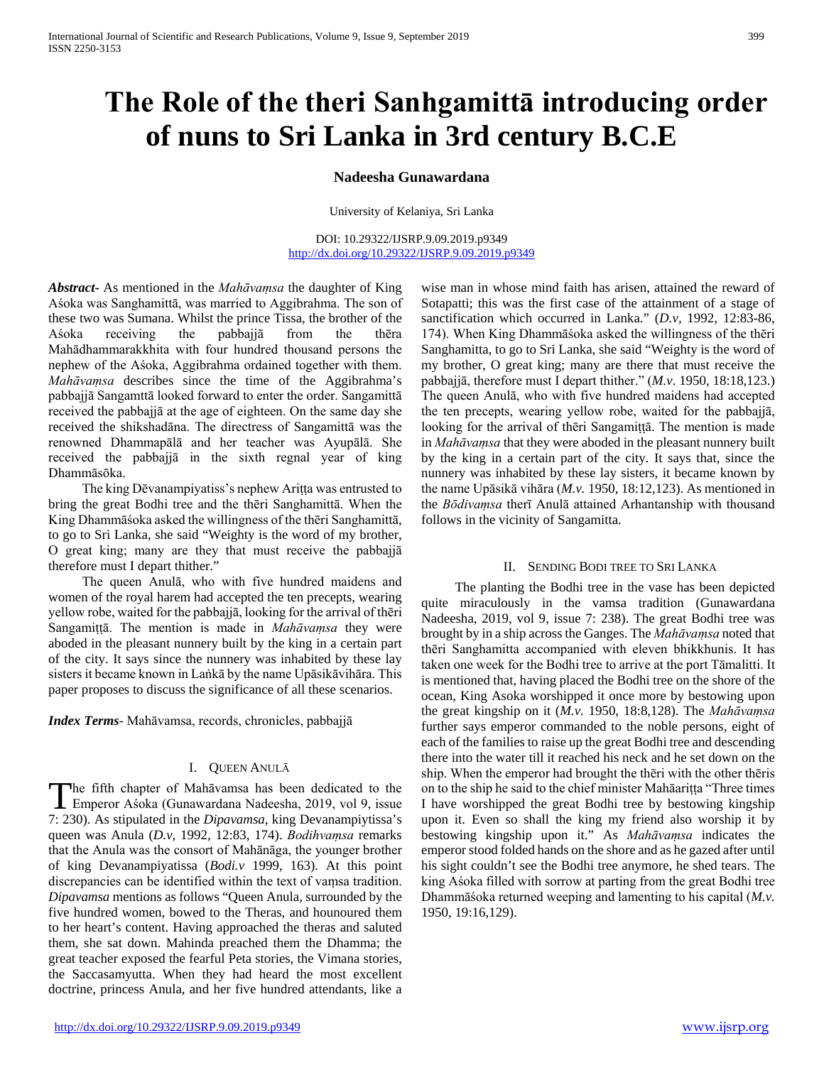# The Role of the theri Sanhgamittā introducing order of nuns to Sri Lanka in 3rd century B.C.E

**Nadeesha Gunawardana**

University of Kelaniya, Sri Lanka

DOI: 10.29322/IJSRP.9.09.2019.p9349
http://dx.doi.org/10.29322/IJSRP.9.09.2019.p9349

***Abstract***- As mentioned in the *Mahāvaṃsa* the daughter of King Aśoka was Sanghamittā, was married to Aggibrahma. The son of these two was Sumana. Whilst the prince Tissa, the brother of the Aśoka receiving the pabbajjā from the thēra Mahādhammarakkhita with four hundred thousand persons the nephew of the Aśoka, Aggibrahma ordained together with them. *Mahāvaṃsa* describes since the time of the Aggibrahma's pabbajjā Sangamttā looked forward to enter the order. Sangamittā received the pabbajjā at the age of eighteen. On the same day she received the shikshadāna. The directress of Sangamittā was the renowned Dhammapālā and her teacher was Ayupālā. She received the pabbajjā in the sixth regnal year of king Dhammāsōka.

The king Dēvanampiyatiss's nephew Ariṭṭa was entrusted to bring the great Bodhi tree and the thēri Sanghamittā. When the King Dhammāśoka asked the willingness of the thēri Sanghamittā, to go to Sri Lanka, she said "Weighty is the word of my brother, O great king; many are they that must receive the pabbajjā therefore must I depart thither."

The queen Anulā, who with five hundred maidens and women of the royal harem had accepted the ten precepts, wearing yellow robe, waited for the pabbajjā, looking for the arrival of thēri Sangamiṭṭā. The mention is made in *Mahāvaṃsa* they were aboded in the pleasant nunnery built by the king in a certain part of the city. It says since the nunnery was inhabited by these lay sisters it became known in Laṅkā by the name Upāsikāvihāra. This paper proposes to discuss the significance of all these scenarios.

***Index Terms***- Mahāvamsa, records, chronicles, pabbajjā

## I. Queen Anulā

The fifth chapter of Mahāvamsa has been dedicated to the Emperor Aśoka (Gunawardana Nadeesha, 2019, vol 9, issue 7: 230). As stipulated in the *Dipavamsa*, king Devanampiytissa's queen was Anula (*D.v,* 1992, 12:83, 174). *Bodihvaṃsa* remarks that the Anula was the consort of Mahānāga, the younger brother of king Devanampiyatissa (*Bodi.v* 1999, 163). At this point discrepancies can be identified within the text of vaṃsa tradition. *Dipavamsa* mentions as follows "Queen Anula, surrounded by the five hundred women, bowed to the Theras, and hounoured them to her heart's content. Having approached the theras and saluted them, she sat down. Mahinda preached them the Dhamma; the great teacher exposed the fearful Peta stories, the Vimana stories, the Saccasamyutta. When they had heard the most excellent doctrine, princess Anula, and her five hundred attendants, like a wise man in whose mind faith has arisen, attained the reward of Sotapatti; this was the first case of the attainment of a stage of sanctification which occurred in Lanka." (*D.v,* 1992, 12:83-86, 174). When King Dhammāśoka asked the willingness of the thēri Sanghamitta, to go to Sri Lanka, she said "Weighty is the word of my brother, O great king; many are there that must receive the pabbajjā, therefore must I depart thither." (*M.v*. 1950, 18:18,123.) The queen Anulā, who with five hundred maidens had accepted the ten precepts, wearing yellow robe, waited for the pabbajjā, looking for the arrival of thēri Sangamiṭṭā. The mention is made in *Mahāvaṃsa* that they were aboded in the pleasant nunnery built by the king in a certain part of the city. It says that, since the nunnery was inhabited by these lay sisters, it became known by the name Upāsikā vihāra (*M.v.* 1950, 18:12,123). As mentioned in the *Bōdivaṃsa* therī Anulā attained Arhantanship with thousand follows in the vicinity of Sangamitta.

## II. Sending Bodi tree to Sri Lanka

The planting the Bodhi tree in the vase has been depicted quite miraculously in the vamsa tradition (Gunawardana Nadeesha, 2019, vol 9, issue 7: 238). The great Bodhi tree was brought by in a ship across the Ganges. The *Mahāvaṃsa* noted that thēri Sanghamitta accompanied with eleven bhikkhunis. It has taken one week for the Bodhi tree to arrive at the port Tāmalitti. It is mentioned that, having placed the Bodhi tree on the shore of the ocean, King Asoka worshipped it once more by bestowing upon the great kingship on it (*M.v.* 1950, 18:8,128). The *Mahāvaṃsa* further says emperor commanded to the noble persons, eight of each of the families to raise up the great Bodhi tree and descending there into the water till it reached his neck and he set down on the ship. When the emperor had brought the thēri with the other thēris on to the ship he said to the chief minister Mahāariṭṭa "Three times I have worshipped the great Bodhi tree by bestowing kingship upon it. Even so shall the king my friend also worship it by bestowing kingship upon it." As *Mahāvaṃsa* indicates the emperor stood folded hands on the shore and as he gazed after until his sight couldn't see the Bodhi tree anymore, he shed tears. The king Aśoka filled with sorrow at parting from the great Bodhi tree Dhammāśoka returned weeping and lamenting to his capital (*M.v.* 1950, 19:16,129).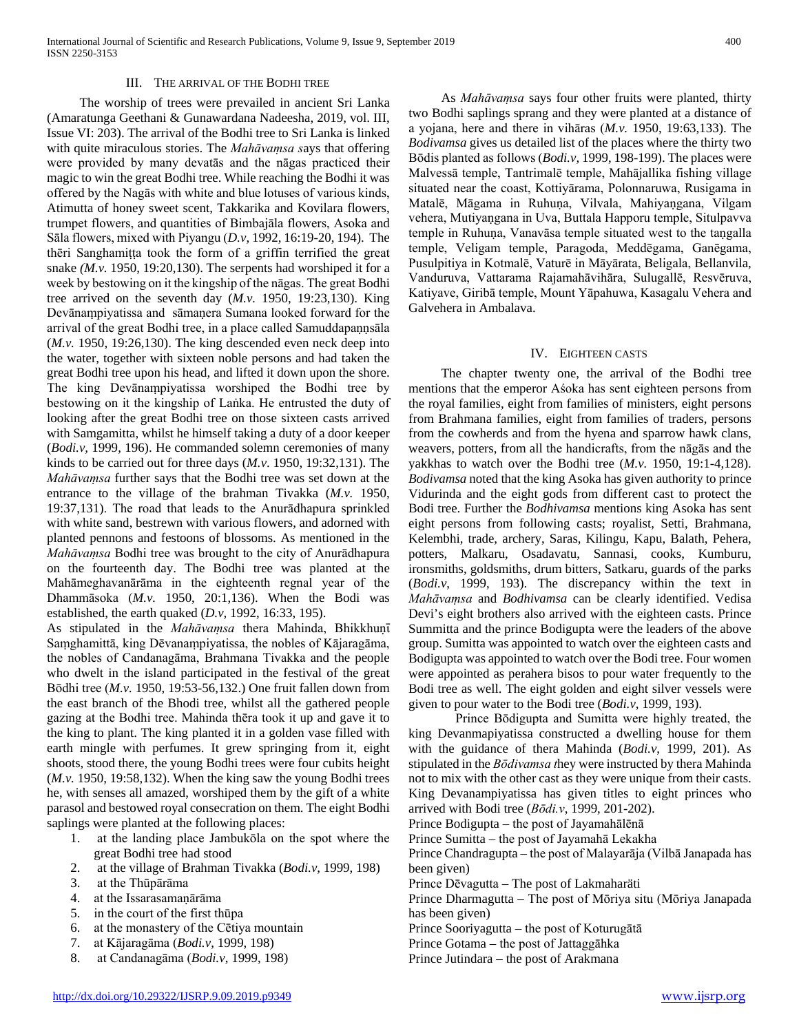## III. The arrival of the Bodhi tree

The worship of trees were prevailed in ancient Sri Lanka (Amaratunga Geethani & Gunawardana Nadeesha, 2019, vol. III, Issue VI: 203). The arrival of the Bodhi tree to Sri Lanka is linked with quite miraculous stories. The *Mahāvaṃsa s*ays that offering were provided by many devatās and the nāgas practiced their magic to win the great Bodhi tree. While reaching the Bodhi it was offered by the Nagās with white and blue lotuses of various kinds, Atimutta of honey sweet scent, Takkarika and Kovilara flowers, trumpet flowers, and quantities of Bimbajāla flowers, Asoka and Sāla flowers, mixed with Piyangu (*D.v*, 1992, 16:19-20, 194). The thēri Sanghamiṭṭa took the form of a griffin terrified the great snake *(M.v.* 1950, 19:20,130). The serpents had worshiped it for a week by bestowing on it the kingship of the nāgas. The great Bodhi tree arrived on the seventh day (*M.v.* 1950, 19:23,130). King Devānaṃpiyatissa and sāmaṇera Sumana looked forward for the arrival of the great Bodhi tree, in a place called Samuddapaṇṇsāla (*M.v.* 1950, 19:26,130). The king descended even neck deep into the water, together with sixteen noble persons and had taken the great Bodhi tree upon his head, and lifted it down upon the shore. The king Devānaṃpiyatissa worshiped the Bodhi tree by bestowing on it the kingship of Laṅka. He entrusted the duty of looking after the great Bodhi tree on those sixteen casts arrived with Samgamitta, whilst he himself taking a duty of a door keeper (*Bodi.v*, 1999, 196). He commanded solemn ceremonies of many kinds to be carried out for three days (*M.v.* 1950, 19:32,131). The *Mahāvaṃsa* further says that the Bodhi tree was set down at the entrance to the village of the brahman Tivakka (*M.v.* 1950, 19:37,131). The road that leads to the Anurādhapura sprinkled with white sand, bestrewn with various flowers, and adorned with planted pennons and festoons of blossoms. As mentioned in the *Mahāvaṃsa* Bodhi tree was brought to the city of Anurādhapura on the fourteenth day. The Bodhi tree was planted at the Mahāmeghavanārāma in the eighteenth regnal year of the Dhammāsoka (*M.v.* 1950, 20:1,136). When the Bodi was established, the earth quaked (*D.v*, 1992, 16:33, 195).

As stipulated in the *Mahāvaṃsa* thera Mahinda, Bhikkhuṇī Saṃghamittā, king Dēvanaṃpiyatissa, the nobles of Kājaragāma, the nobles of Candanagāma, Brahmana Tivakka and the people who dwelt in the island participated in the festival of the great Bōdhi tree (*M.v.* 1950, 19:53-56,132.) One fruit fallen down from the east branch of the Bhodi tree, whilst all the gathered people gazing at the Bodhi tree. Mahinda thēra took it up and gave it to the king to plant. The king planted it in a golden vase filled with earth mingle with perfumes. It grew springing from it, eight shoots, stood there, the young Bodhi trees were four cubits height (*M.v.* 1950, 19:58,132). When the king saw the young Bodhi trees he, with senses all amazed, worshiped them by the gift of a white parasol and bestowed royal consecration on them. The eight Bodhi saplings were planted at the following places:

1. at the landing place Jambukōla on the spot where the great Bodhi tree had stood
2. at the village of Brahman Tivakka (*Bodi.v*, 1999, 198)
3. at the Thūpārāma
4. at the Issarasamaṇārāma
5. in the court of the first thūpa
6. at the monastery of the Cētiya mountain
7. at Kājaragāma (*Bodi.v*, 1999, 198)
8. at Candanagāma (*Bodi.v*, 1999, 198)

As *Mahāvaṃsa* says four other fruits were planted, thirty two Bodhi saplings sprang and they were planted at a distance of a yojana, here and there in vihāras (*M.v.* 1950, 19:63,133). The *Bodivamsa* gives us detailed list of the places where the thirty two Bōdis planted as follows (*Bodi.v*, 1999, 198-199). The places were Malvessā temple, Tantrimalē temple, Mahājallika fishing village situated near the coast, Kottiyārama, Polonnaruwa, Rusigama in Matalē, Māgama in Ruhuṇa, Vilvala, Mahiyaṅgana, Vilgam vehera, Mutiyaṇgana in Uva, Buttala Happoru temple, Situlpavva temple in Ruhuṇa, Vanavāsa temple situated west to the taṇgalla temple, Veligam temple, Paragoda, Meddēgama, Ganēgama, Pusulpitiya in Kotmalē, Vaturē in Māyārata, Beligala, Bellanvila, Vanduruva, Vattarama Rajamahāvihāra, Sulugallē, Resvēruva, Katiyave, Giribā temple, Mount Yāpahuwa, Kasagalu Vehera and Galvehera in Ambalava.

## IV. Eighteen casts

The chapter twenty one, the arrival of the Bodhi tree mentions that the emperor Aśoka has sent eighteen persons from the royal families, eight from families of ministers, eight persons from Brahmana families, eight from families of traders, persons from the cowherds and from the hyena and sparrow hawk clans, weavers, potters, from all the handicrafts, from the nāgas and the yakkhas to watch over the Bodhi tree (*M.v.* 1950, 19:1-4,128). *Bodivamsa* noted that the king Asoka has given authority to prince Vidurinda and the eight gods from different cast to protect the Bodi tree. Further the *Bodhivamsa* mentions king Asoka has sent eight persons from following casts; royalist, Setti, Brahmana, Kelembhi, trade, archery, Saras, Kilingu, Kapu, Balath, Pehera, potters, Malkaru, Osadavatu, Sannasi, cooks, Kumburu, ironsmiths, goldsmiths, drum bitters, Satkaru, guards of the parks (*Bodi.v*, 1999, 193). The discrepancy within the text in *Mahāvaṃsa* and *Bodhivamsa* can be clearly identified. Vedisa Devi's eight brothers also arrived with the eighteen casts. Prince Summitta and the prince Bodigupta were the leaders of the above group. Sumitta was appointed to watch over the eighteen casts and Bodigupta was appointed to watch over the Bodi tree. Four women were appointed as perahera bisos to pour water frequently to the Bodi tree as well. The eight golden and eight silver vessels were given to pour water to the Bodi tree (*Bodi.v*, 1999, 193).

Prince Bōdigupta and Sumitta were highly treated, the king Devanmapiyatissa constructed a dwelling house for them with the guidance of thera Mahinda (*Bodi.v*, 1999, 201). As stipulated in the *Bōdivamsa t*hey were instructed by thera Mahinda not to mix with the other cast as they were unique from their casts. King Devanampiyatissa has given titles to eight princes who arrived with Bodi tree (*Bōdi.v*, 1999, 201-202).

Prince Bodigupta – the post of Jayamahālēnā  
Prince Sumitta – the post of Jayamahā Lekakha  
Prince Chandragupta – the post of Malayarāja (Vilbā Janapada has been given)  
Prince Dēvagutta – The post of Lakmaharäti  
Prince Dharmagutta – The post of Mōriya situ (Mōriya Janapada has been given)  
Prince Sooriyagutta – the post of Koturugātā  
Prince Gotama – the post of Jattaggāhka  
Prince Jutindara – the post of Arakmana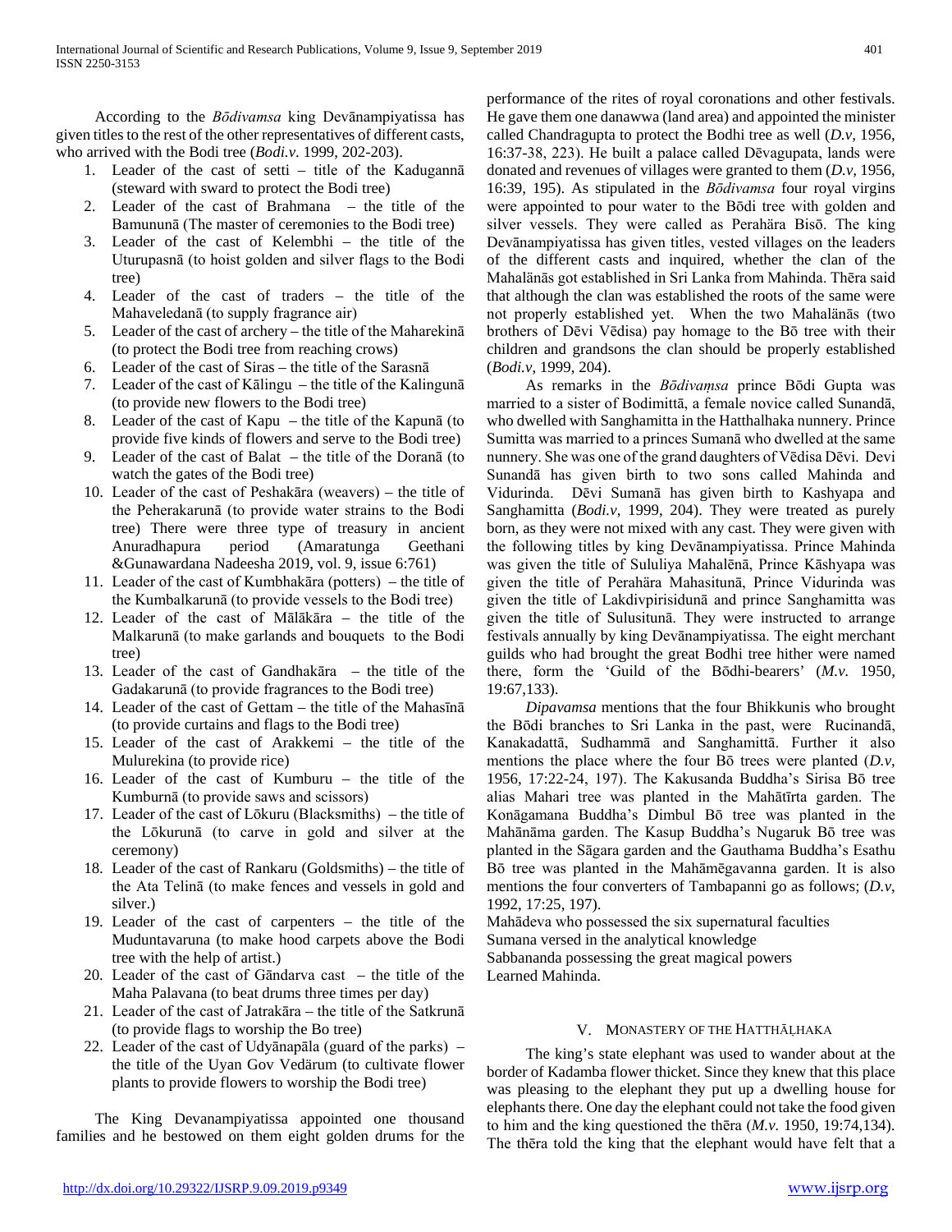According to the *Bōdivamsa* king Devānampiyatissa has given titles to the rest of the other representatives of different casts, who arrived with the Bodi tree (*Bodi.v.* 1999, 202-203).

1. Leader of the cast of setti – title of the Kadugannā (steward with sward to protect the Bodi tree)
2. Leader of the cast of Brahmana – the title of the Bamununā (The master of ceremonies to the Bodi tree)
3. Leader of the cast of Kelembhi – the title of the Uturupasnā (to hoist golden and silver flags to the Bodi tree)
4. Leader of the cast of traders – the title of the Mahaveledanā (to supply fragrance air)
5. Leader of the cast of archery – the title of the Maharekinā (to protect the Bodi tree from reaching crows)
6. Leader of the cast of Siras – the title of the Sarasnā
7. Leader of the cast of Kālingu – the title of the Kalingunā (to provide new flowers to the Bodi tree)
8. Leader of the cast of Kapu – the title of the Kapunā (to provide five kinds of flowers and serve to the Bodi tree)
9. Leader of the cast of Balat – the title of the Doranā (to watch the gates of the Bodi tree)
10. Leader of the cast of Peshakāra (weavers) – the title of the Peherakarunā (to provide water strains to the Bodi tree) There were three type of treasury in ancient Anuradhapura period (Amaratunga Geethani &Gunawardana Nadeesha 2019, vol. 9, issue 6:761)
11. Leader of the cast of Kumbhakāra (potters) – the title of the Kumbalkarunā (to provide vessels to the Bodi tree)
12. Leader of the cast of Mālākāra – the title of the Malkarunā (to make garlands and bouquets to the Bodi tree)
13. Leader of the cast of Gandhakāra – the title of the Gadakarunā (to provide fragrances to the Bodi tree)
14. Leader of the cast of Gettam – the title of the Mahasīnā (to provide curtains and flags to the Bodi tree)
15. Leader of the cast of Arakkemi – the title of the Mulurekina (to provide rice)
16. Leader of the cast of Kumburu – the title of the Kumburnā (to provide saws and scissors)
17. Leader of the cast of Lōkuru (Blacksmiths) – the title of the Lōkurunā (to carve in gold and silver at the ceremony)
18. Leader of the cast of Rankaru (Goldsmiths) – the title of the Ata Telinā (to make fences and vessels in gold and silver.)
19. Leader of the cast of carpenters – the title of the Muduntavaruna (to make hood carpets above the Bodi tree with the help of artist.)
20. Leader of the cast of Gāndarva cast – the title of the Maha Palavana (to beat drums three times per day)
21. Leader of the cast of Jatrakāra – the title of the Satkrunā (to provide flags to worship the Bo tree)
22. Leader of the cast of Udyānapāla (guard of the parks) – the title of the Uyan Gov Vedärum (to cultivate flower plants to provide flowers to worship the Bodi tree)

The King Devanampiyatissa appointed one thousand families and he bestowed on them eight golden drums for the performance of the rites of royal coronations and other festivals. He gave them one danawwa (land area) and appointed the minister called Chandragupta to protect the Bodhi tree as well (*D.v*, 1956, 16:37-38, 223). He built a palace called Dēvagupata, lands were donated and revenues of villages were granted to them (*D.v*, 1956, 16:39, 195). As stipulated in the *Bōdivamsa* four royal virgins were appointed to pour water to the Bōdi tree with golden and silver vessels. They were called as Perahära Bisō. The king Devānampiyatissa has given titles, vested villages on the leaders of the different casts and inquired, whether the clan of the Mahalänās got established in Sri Lanka from Mahinda. Thēra said that although the clan was established the roots of the same were not properly established yet. When the two Mahalänās (two brothers of Dēvi Vēdisa) pay homage to the Bō tree with their children and grandsons the clan should be properly established (*Bodi.v*, 1999, 204).

As remarks in the *Bōdivaṃsa* prince Bōdi Gupta was married to a sister of Bodimittā, a female novice called Sunandā, who dwelled with Sanghamitta in the Hatthalhaka nunnery. Prince Sumitta was married to a princes Sumanā who dwelled at the same nunnery. She was one of the grand daughters of Vēdisa Dēvi. Devi Sunandā has given birth to two sons called Mahinda and Vidurinda. Dēvi Sumanā has given birth to Kashyapa and Sanghamitta (*Bodi.v*, 1999, 204). They were treated as purely born, as they were not mixed with any cast. They were given with the following titles by king Devānampiyatissa. Prince Mahinda was given the title of Sululiya Mahalēnā, Prince Kāshyapa was given the title of Perahära Mahasitunā, Prince Vidurinda was given the title of Lakdivpirisidunā and prince Sanghamitta was given the title of Sulusitunā. They were instructed to arrange festivals annually by king Devānampiyatissa. The eight merchant guilds who had brought the great Bodhi tree hither were named there, form the 'Guild of the Bōdhi-bearers' (*M.v.* 1950, 19:67,133).

*Dipavamsa* mentions that the four Bhikkunis who brought the Bōdi branches to Sri Lanka in the past, were Rucinandā, Kanakadattā, Sudhammā and Sanghamittā. Further it also mentions the place where the four Bō trees were planted (*D.v*, 1956, 17:22-24, 197). The Kakusanda Buddha's Sirisa Bō tree alias Mahari tree was planted in the Mahātīrta garden. The Konāgamana Buddha's Dimbul Bō tree was planted in the Mahānāma garden. The Kasup Buddha's Nugaruk Bō tree was planted in the Sāgara garden and the Gauthama Buddha's Esathu Bō tree was planted in the Mahāmēgavanna garden. It is also mentions the four converters of Tambapanni go as follows; (*D.v*, 1992, 17:25, 197).

Mahādeva who possessed the six supernatural faculties
Sumana versed in the analytical knowledge
Sabbananda possessing the great magical powers
Learned Mahinda.

## V. Monastery of the Hatthāḷhaka

The king's state elephant was used to wander about at the border of Kadamba flower thicket. Since they knew that this place was pleasing to the elephant they put up a dwelling house for elephants there. One day the elephant could not take the food given to him and the king questioned the thēra (*M.v.* 1950, 19:74,134). The thēra told the king that the elephant would have felt that a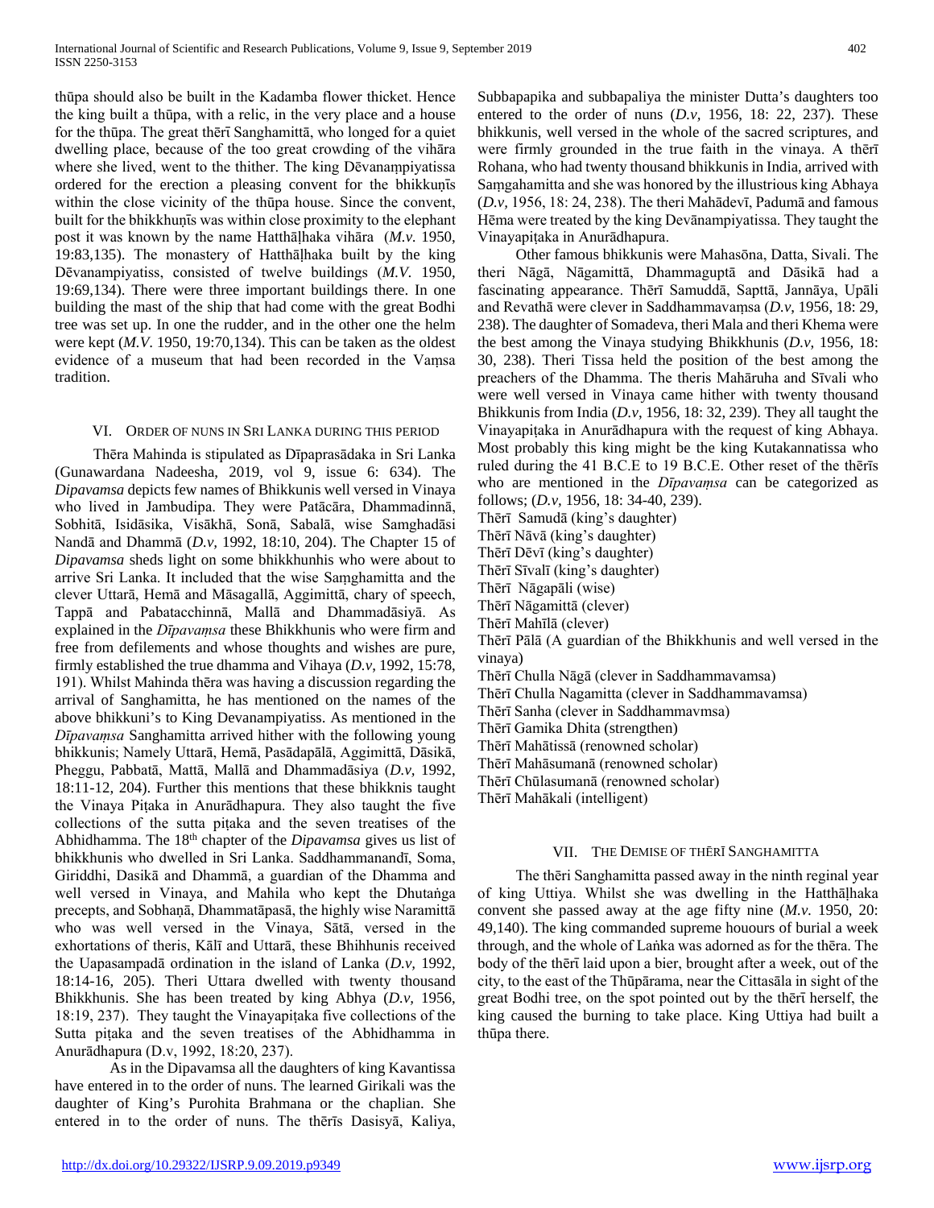thūpa should also be built in the Kadamba flower thicket. Hence the king built a thūpa, with a relic, in the very place and a house for the thūpa. The great thērī Sanghamittā, who longed for a quiet dwelling place, because of the too great crowding of the vihāra where she lived, went to the thither. The king Dēvanaṃpiyatissa ordered for the erection a pleasing convent for the bhikkuṇīs within the close vicinity of the thūpa house. Since the convent, built for the bhikkhuṇīs was within close proximity to the elephant post it was known by the name Hatthāḷhaka vihāra (*M.v.* 1950, 19:83,135). The monastery of Hatthāḷhaka built by the king Dēvanampiyatiss, consisted of twelve buildings (*M.V.* 1950, 19:69,134). There were three important buildings there. In one building the mast of the ship that had come with the great Bodhi tree was set up. In one the rudder, and in the other one the helm were kept (*M.V.* 1950, 19:70,134). This can be taken as the oldest evidence of a museum that had been recorded in the Vaṃsa tradition.

## VI. Order of nuns in Sri Lanka during this period

Thēra Mahinda is stipulated as Dīpaprasādaka in Sri Lanka (Gunawardana Nadeesha, 2019, vol 9, issue 6: 634). The *Dipavamsa* depicts few names of Bhikkunis well versed in Vinaya who lived in Jambudipa. They were Patācāra, Dhammadinnā, Sobhitā, Isidāsika, Visākhā, Sonā, Sabalā, wise Samghadāsi Nandā and Dhammā (*D.v,* 1992, 18:10, 204). The Chapter 15 of *Dipavamsa* sheds light on some bhikkhunhis who were about to arrive Sri Lanka. It included that the wise Saṃghamitta and the clever Uttarā, Hemā and Māsagallā, Aggimittā, chary of speech, Tappā and Pabatacchinnā, Mallā and Dhammadāsiyā. As explained in the *Dīpavaṃsa* these Bhikkhunis who were firm and free from defilements and whose thoughts and wishes are pure, firmly established the true dhamma and Vihaya (*D.v,* 1992, 15:78, 191). Whilst Mahinda thēra was having a discussion regarding the arrival of Sanghamitta, he has mentioned on the names of the above bhikkuni's to King Devanampiyatiss. As mentioned in the *Dīpavaṃsa* Sanghamitta arrived hither with the following young bhikkunis; Namely Uttarā, Hemā, Pasādapālā, Aggimittā, Dāsikā, Pheggu, Pabbatā, Mattā, Mallā and Dhammadāsiya (*D.v,* 1992, 18:11-12, 204). Further this mentions that these bhikknis taught the Vinaya Piṭaka in Anurādhapura. They also taught the five collections of the sutta piṭaka and the seven treatises of the Abhidhamma. The 18th chapter of the *Dipavamsa* gives us list of bhikkhunis who dwelled in Sri Lanka. Saddhammanandī, Soma, Giriddhi, Dasikā and Dhammā, a guardian of the Dhamma and well versed in Vinaya, and Mahila who kept the Dhutaṅga precepts, and Sobhaṇā, Dhammatāpasā, the highly wise Naramittā who was well versed in the Vinaya, Sātā, versed in the exhortations of theris, Kālī and Uttarā, these Bhihhunis received the Uapasampadā ordination in the island of Lanka (*D.v,* 1992, 18:14-16, 205). Theri Uttara dwelled with twenty thousand Bhikkhunis. She has been treated by king Abhya (*D.v,* 1956, 18:19, 237). They taught the Vinayapiṭaka five collections of the Sutta piṭaka and the seven treatises of the Abhidhamma in Anurādhapura (D.v, 1992, 18:20, 237).

As in the Dipavamsa all the daughters of king Kavantissa have entered in to the order of nuns. The learned Girikali was the daughter of King's Purohita Brahmana or the chaplian. She entered in to the order of nuns. The thērīs Dasisyā, Kaliya, Subbapapika and subbapaliya the minister Dutta's daughters too entered to the order of nuns (*D.v,* 1956, 18: 22, 237). These bhikkunis, well versed in the whole of the sacred scriptures, and were firmly grounded in the true faith in the vinaya. A thērī Rohana, who had twenty thousand bhikkunis in India, arrived with Saṃgahamitta and she was honored by the illustrious king Abhaya (*D.v,* 1956, 18: 24, 238). The theri Mahādevī, Padumā and famous Hēma were treated by the king Devānampiyatissa. They taught the Vinayapiṭaka in Anurādhapura.

Other famous bhikkunis were Mahasōna, Datta, Sivali. The theri Nāgā, Nāgamittā, Dhammaguptā and Dāsikā had a fascinating appearance. Thērī Samuddā, Sapttā, Jannāya, Upāli and Revathā were clever in Saddhammavaṃsa (*D.v,* 1956, 18: 29, 238). The daughter of Somadeva, theri Mala and theri Khema were the best among the Vinaya studying Bhikkhunis (*D.v,* 1956, 18: 30, 238). Theri Tissa held the position of the best among the preachers of the Dhamma. The theris Mahāruha and Sīvali who were well versed in Vinaya came hither with twenty thousand Bhikkunis from India (*D.v,* 1956, 18: 32, 239). They all taught the Vinayapiṭaka in Anurādhapura with the request of king Abhaya. Most probably this king might be the king Kutakannatissa who ruled during the 41 B.C.E to 19 B.C.E. Other reset of the thērīs who are mentioned in the *Dīpavaṃsa* can be categorized as follows; (*D.v,* 1956, 18: 34-40, 239).

Thērī Samudā (king's daughter)
Thērī Nāvā (king's daughter)
Thērī Dēvī (king's daughter)
Thērī Sīvalī (king's daughter)
Thērī Nāgapāli (wise)
Thērī Nāgamittā (clever)
Thērī Mahīlā (clever)
Thērī Pālā (A guardian of the Bhikkhunis and well versed in the vinaya)
Thērī Chulla Nāgā (clever in Saddhammavamsa)
Thērī Chulla Nagamitta (clever in Saddhammavamsa)
Thērī Sanha (clever in Saddhammavmsa)
Thērī Gamika Dhita (strengthen)
Thērī Mahātissā (renowned scholar)
Thērī Mahāsumanā (renowned scholar)
Thērī Chūlasumanā (renowned scholar)
Thērī Mahākali (intelligent)

## VII. The Demise of Thērī Sanghamitta

The thēri Sanghamitta passed away in the ninth reginal year of king Uttiya. Whilst she was dwelling in the Hatthāḷhaka convent she passed away at the age fifty nine (*M.v.* 1950, 20: 49,140). The king commanded supreme houours of burial a week through, and the whole of Laṅka was adorned as for the thēra. The body of the thērī laid upon a bier, brought after a week, out of the city, to the east of the Thūpārama, near the Cittasāla in sight of the great Bodhi tree, on the spot pointed out by the thērī herself, the king caused the burning to take place. King Uttiya had built a thūpa there.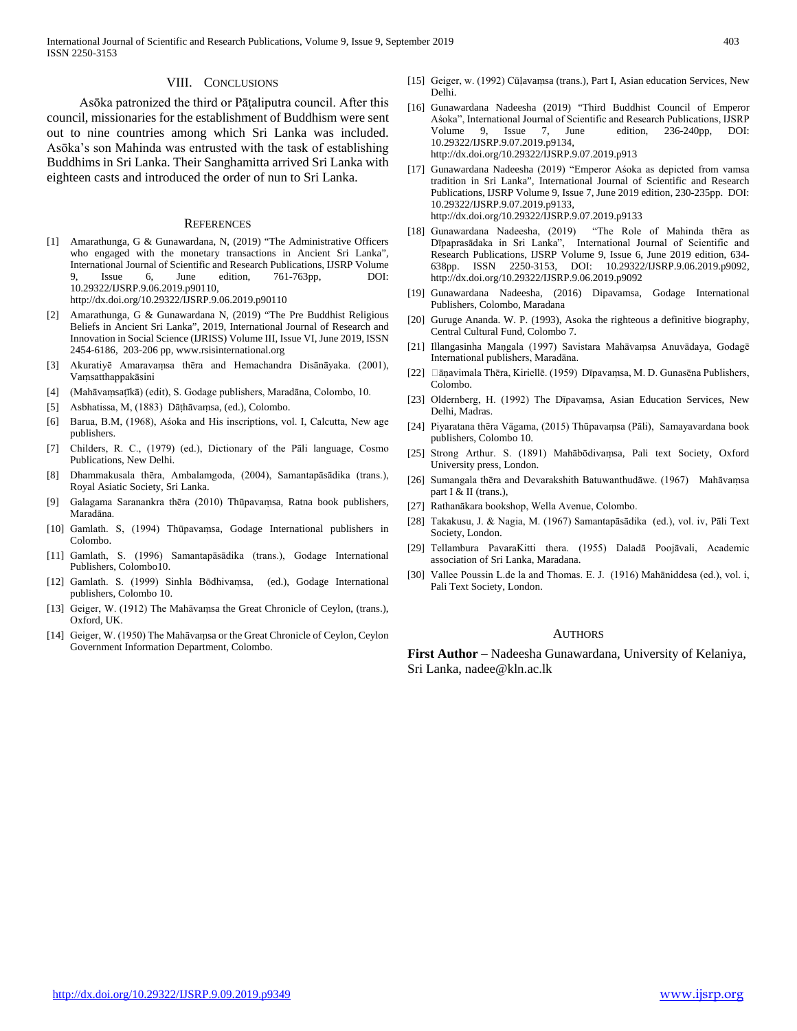## VIII. Conclusions

Asōka patronized the third or Pāṭaliputra council. After this council, missionaries for the establishment of Buddhism were sent out to nine countries among which Sri Lanka was included. Asōka's son Mahinda was entrusted with the task of establishing Buddhims in Sri Lanka. Their Sanghamitta arrived Sri Lanka with eighteen casts and introduced the order of nun to Sri Lanka.

## References

[1] Amarathunga, G & Gunawardana, N, (2019) "The Administrative Officers who engaged with the monetary transactions in Ancient Sri Lanka", International Journal of Scientific and Research Publications, IJSRP Volume 9, Issue 6, June edition, 761-763pp, DOI: 10.29322/IJSRP.9.06.2019.p90110, http://dx.doi.org/10.29322/IJSRP.9.06.2019.p90110

[2] Amarathunga, G & Gunawardana N, (2019) "The Pre Buddhist Religious Beliefs in Ancient Sri Lanka", 2019, International Journal of Research and Innovation in Social Science (IJRISS) Volume III, Issue VI, June 2019, ISSN 2454-6186, 203-206 pp, www.rsisinternational.org

[3] Akuratiyē Amaravaṃsa thēra and Hemachandra Disānāyaka. (2001), Vaṃsatthappakāsini

[4] (Mahāvaṃsaṭīkā) (edit), S. Godage publishers, Maradāna, Colombo, 10.

[5] Asbhatissa, M, (1883) Dāṭhāvaṃsa, (ed.), Colombo.

[6] Barua, B.M, (1968), Aśoka and His inscriptions, vol. I, Calcutta, New age publishers.

[7] Childers, R. C., (1979) (ed.), Dictionary of the Pāli language, Cosmo Publications, New Delhi.

[8] Dhammakusala thēra, Ambalamgoda, (2004), Samantapāsādika (trans.), Royal Asiatic Society, Sri Lanka.

[9] Galagama Saranankra thēra (2010) Thūpavaṃsa, Ratna book publishers, Maradāna.

[10] Gamlath. S, (1994) Thūpavaṃsa, Godage International publishers in Colombo.

[11] Gamlath, S. (1996) Samantapāsādika (trans.), Godage International Publishers, Colombo10.

[12] Gamlath. S. (1999) Sinhla Bōdhivaṃsa, (ed.), Godage International publishers, Colombo 10.

[13] Geiger, W. (1912) The Mahāvaṃsa the Great Chronicle of Ceylon, (trans.), Oxford, UK.

[14] Geiger, W. (1950) The Mahāvaṃsa or the Great Chronicle of Ceylon, Ceylon Government Information Department, Colombo.

[15] Geiger, w. (1992) Cūḷavaṃsa (trans.), Part I, Asian education Services, New Delhi.

[16] Gunawardana Nadeesha (2019) "Third Buddhist Council of Emperor Aśoka", International Journal of Scientific and Research Publications, IJSRP Volume 9, Issue 7, June edition, 236-240pp, DOI: 10.29322/IJSRP.9.07.2019.p9134, http://dx.doi.org/10.29322/IJSRP.9.07.2019.p913

[17] Gunawardana Nadeesha (2019) "Emperor Aśoka as depicted from vamsa tradition in Sri Lanka", International Journal of Scientific and Research Publications, IJSRP Volume 9, Issue 7, June 2019 edition, 230-235pp. DOI: 10.29322/IJSRP.9.07.2019.p9133, http://dx.doi.org/10.29322/IJSRP.9.07.2019.p9133

[18] Gunawardana Nadeesha, (2019) "The Role of Mahinda thēra as Dīpaprasādaka in Sri Lanka", International Journal of Scientific and Research Publications, IJSRP Volume 9, Issue 6, June 2019 edition, 634-638pp. ISSN 2250-3153, DOI: 10.29322/IJSRP.9.06.2019.p9092, http://dx.doi.org/10.29322/IJSRP.9.06.2019.p9092

[19] Gunawardana Nadeesha, (2016) Dipavamsa, Godage International Publishers, Colombo, Maradana

[20] Guruge Ananda. W. P. (1993), Asoka the righteous a definitive biography, Central Cultural Fund, Colombo 7.

[21] Illangasinha Mangala (1997) Savistara Mahāvaṃsa Anuvādaya, Godagē International publishers, Maradāna.

[22] ▯āṇavimala Thēra, Kiriellē. (1959) Dīpavaṃsa, M. D. Gunasēna Publishers, Colombo.

[23] Oldernberg, H. (1992) The Dīpavaṃsa, Asian Education Services, New Delhi, Madras.

[24] Piyaratana thēra Vägama, (2015) Thūpavaṃsa (Pāli), Samayavardana book publishers, Colombo 10.

[25] Strong Arthur. S. (1891) Mahābōdivaṃsa, Pali text Society, Oxford University press, London.

[26] Sumangala thēra and Devarakshith Batuwanthudāwe. (1967) Mahāvaṃsa part I & II (trans.),

[27] Rathanākara bookshop, Wella Avenue, Colombo.

[28] Takakusu, J. & Nagia, M. (1967) Samantapāsādika (ed.), vol. iv, Pāli Text Society, London.

[29] Tellambura PavaraKitti thera. (1955) Daladā Poojāvali, Academic association of Sri Lanka, Maradana.

[30] Vallee Poussin L.de la and Thomas. E. J. (1916) Mahāniddesa (ed.), vol. i, Pali Text Society, London.

## Authors

**First Author** – Nadeesha Gunawardana, University of Kelaniya, Sri Lanka, nadee@kln.ac.lk